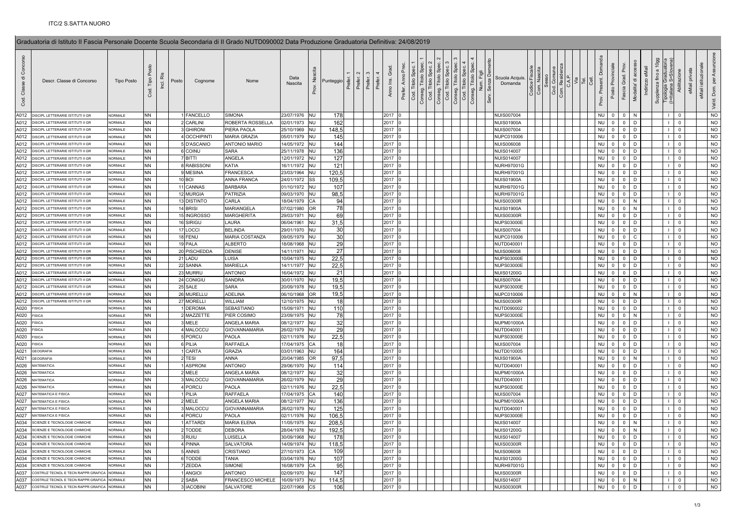ITC/2 S.SATTA NUORO

Graduatoria di Istituto II Fascia Personale Docente Scuola Secondaria di II Grado NUTD090002 Data Produzione Graduatoria Definitiva: 24/08/2019

| Cod. Classe di Concorso | Descr. Classe di Concorso | Tipo Posto | Cod. Tipo Posto | Incl. Ris | Posto | Cognome | Nome | Data Nascita | Prov. Nascita | Punteggio | Prefer. 1 | Prefer. 2 | Prefer. 3 | Prefer. 4 | Anno Ins. Grad. | Prefer. Anno Prec. | Cod. Titolo Spec. 1 | Conseg. Titolo Spec. 1 | Cod. Titolo Spec. 2 | Conseg. Titolo Spec. 2 | Cod. Titolo Spec. 3 | Conseg. Titolo Spec. 3 | Cod. Titolo Spec. 4 | Conseg. Titolo Spec. 4 | Num. Figli | Serv. Senza Demerito | Scuola Acquis. Domanda | Codice Fiscale | Com. Nascita | Sesso | Cod. Comune | Com. Residenza | C.A.P. | Via | Tel. | Cell. | Prov. Present. Domanda | Posto Provinciale | Fascia Grad. Prov. | Modalita' di accesso | Indirizzo eMail | Supplenza fino a 10gg | Tipologia Graduatoria (I=Italiana S=Slovena) | Abilitazione | eMail privata | eMail istituzionale | Valid. Dom. per Assunzione |
|---|---|---|---|---|---|---|---|---|---|---|---|---|---|---|---|---|---|---|---|---|---|---|---|---|---|---|---|---|---|---|---|---|---|---|---|---|---|---|---|---|---|---|---|---|---|---|---|
| A012 | DISCIPL LETTERARIE ISTITUTI II GR | NORMALE | NN | | 1 | FANCELLO | SIMONA | 23/07/1976 | NU | 178 | | | | | 2017 | 0 | | | | | | | | | | | NUIS007004 | | | | | | | | | | NU | 0 | 0 | N | | | I | 0 | | | NO |
| A012 | DISCIPL LETTERARIE ISTITUTI II GR | NORMALE | NN | | 2 | CARLINI | ROBERTA ROSSELLA | 02/01/1973 | NU | 162 | | | | | 2017 | 0 | | | | | | | | | | | NUIS01900A | | | | | | | | | | NU | 0 | 0 | D | | | I | 0 | | | NO |
| A012 | DISCIPL LETTERARIE ISTITUTI II GR | NORMALE | NN | | 3 | GHIRONI | PIERA PAOLA | 25/10/1969 | NU | 148,5 | | | | | 2017 | 0 | | | | | | | | | | | NUIS007004 | | | | | | | | | | NU | 0 | 0 | D | | | I | 0 | | | NO |
| A012 | DISCIPL LETTERARIE ISTITUTI II GR | NORMALE | NN | | 4 | OCCHIPINTI | MARIA GRAZIA | 05/01/1979 | NU | 145 | | | | | 2017 | 0 | | | | | | | | | | | NUPC010006 | | | | | | | | | | NU | 0 | 0 | D | | | I | 0 | | | NO |
| A012 | DISCIPL LETTERARIE ISTITUTI II GR | NORMALE | NN | | 5 | D'ASCANIO | ANTONIO MARIO | 14/05/1972 | NU | 144 | | | | | 2017 | 0 | | | | | | | | | | | NUIS006008 | | | | | | | | | | NU | 0 | 0 | D | | | I | 0 | | | NO |
| A012 | DISCIPL LETTERARIE ISTITUTI II GR | NORMALE | NN | | 6 | COINU | SARA | 25/11/1978 | NU | 136 | | | | | 2017 | 0 | | | | | | | | | | | NUIS014007 | | | | | | | | | | NU | 0 | 0 | D | | | I | 0 | | | NO |
| A012 | DISCIPL LETTERARIE ISTITUTI II GR | NORMALE | NN | | 7 | BITTI | ANGELA | 12/01/1972 | NU | 127 | | | | | 2017 | 0 | | | | | | | | | | | NUIS014007 | | | | | | | | | | NU | 0 | 0 | D | | | I | 0 | | | NO |
| A012 | DISCIPL LETTERARIE ISTITUTI II GR | NORMALE | NN | | 8 | RABISSONI | KATIA | 16/11/1972 | NU | 121 | | | | | 2017 | 0 | | | | | | | | | | | NURH97001G | | | | | | | | | | NU | 0 | 0 | D | | | I | 0 | | | NO |
| A012 | DISCIPL LETTERARIE ISTITUTI II GR | NORMALE | NN | | 9 | MESINA | FRANCESCA | 23/03/1964 | NU | 120,5 | | | | | 2017 | 0 | | | | | | | | | | | NURH97001G | | | | | | | | | | NU | 0 | 0 | D | | | I | 0 | | | NO |
| A012 | DISCIPL LETTERARIE ISTITUTI II GR | NORMALE | NN | | 10 | BOI | ANNA FRANCA | 24/01/1972 | SS | 109,5 | | | | | 2017 | 0 | | | | | | | | | | | NUIS01900A | | | | | | | | | | NU | 0 | 0 | D | | | I | 0 | | | NO |
| A012 | DISCIPL LETTERARIE ISTITUTI II GR | NORMALE | NN | | 11 | CANNAS | BARBARA | 01/10/1972 | NU | 107 | | | | | 2017 | 0 | | | | | | | | | | | NURH97001G | | | | | | | | | | NU | 0 | 0 | D | | | I | 0 | | | NO |
| A012 | DISCIPL LETTERARIE ISTITUTI II GR | NORMALE | NN | | 12 | MURGIA | PATRIZIA | 09/03/1970 | NU | 98,5 | | | | | 2017 | 0 | | | | | | | | | | | NURH97001G | | | | | | | | | | NU | 0 | 0 | D | | | I | 0 | | | NO |
| A012 | DISCIPL LETTERARIE ISTITUTI II GR | NORMALE | NN | | 13 | DISTINTO | CARLA | 18/04/1979 | CA | 94 | | | | | 2017 | 0 | | | | | | | | | | | NUIS00300R | | | | | | | | | | NU | 0 | 0 | N | | | I | 0 | | | NO |
| A012 | DISCIPL LETTERARIE ISTITUTI II GR | NORMALE | NN | | 14 | BRISI | MARIANGELA | 07/02/1980 | OR | 78 | | | | | 2017 | 0 | | | | | | | | | | | NUIS01900A | | | | | | | | | | NU | 0 | 0 | N | | | I | 0 | | | NO |
| A012 | DISCIPL LETTERARIE ISTITUTI II GR | NORMALE | NN | | 15 | INGROSSO | MARGHERITA | 29/03/1971 | NU | 69 | | | | | 2017 | 0 | | | | | | | | | | | NUIS00300R | | | | | | | | | | NU | 0 | 0 | D | | | I | 0 | | | NO |
| A012 | DISCIPL LETTERARIE ISTITUTI II GR | NORMALE | NN | | 16 | SIRIGU | LAURA | 06/04/1961 | NU | 31,5 | | | | | 2017 | 0 | | | | | | | | | | | NUPS03000E | | | | | | | | | | NU | 0 | 0 | D | | | I | 0 | | | NO |
| A012 | DISCIPL LETTERARIE ISTITUTI II GR | NORMALE | NN | | 17 | LOCCI | BELINDA | 29/01/1970 | NU | 30 | | | | | 2017 | 0 | | | | | | | | | | | NUIS007004 | | | | | | | | | | NU | 0 | 0 | D | | | I | 0 | | | NO |
| A012 | DISCIPL LETTERARIE ISTITUTI II GR | NORMALE | NN | | 18 | FENU | MARIA COSTANZA | 09/05/1979 | NU | 30 | | | | | 2017 | 0 | | | | | | | | | | | NUPC010006 | | | | | | | | | | NU | 0 | 0 | C | | | I | 0 | | | NO |
| A012 | DISCIPL LETTERARIE ISTITUTI II GR | NORMALE | NN | | 19 | PALA | ALBERTO | 18/08/1968 | NU | 29 | | | | | 2017 | 0 | | | | | | | | | | | NUTD040001 | | | | | | | | | | NU | 0 | 0 | D | | | I | 0 | | | NO |
| A012 | DISCIPL LETTERARIE ISTITUTI II GR | NORMALE | NN | | 20 | PISCHEDDA | DENISE | 14/11/1971 | NU | 27 | | | | | 2017 | 0 | | | | | | | | | | | NUIS006008 | | | | | | | | | | NU | 0 | 0 | D | | | I | 0 | | | NO |
| A012 | DISCIPL LETTERARIE ISTITUTI II GR | NORMALE | NN | | 21 | LADU | LUISA | 10/04/1975 | NU | 22,5 | | | | | 2017 | 0 | | | | | | | | | | | NUPS03000E | | | | | | | | | | NU | 0 | 0 | D | | | I | 0 | | | NO |
| A012 | DISCIPL LETTERARIE ISTITUTI II GR | NORMALE | NN | | 22 | SANNA | MARIELLA | 14/11/1977 | NU | 22,5 | | | | | 2017 | 0 | | | | | | | | | | | NUPS03000E | | | | | | | | | | NU | 0 | 0 | D | | | I | 0 | | | NO |
| A012 | DISCIPL LETTERARIE ISTITUTI II GR | NORMALE | NN | | 23 | MURRU | ANTONIO | 16/04/1972 | NU | 21 | | | | | 2017 | 0 | | | | | | | | | | | NUIS01200G | | | | | | | | | | NU | 0 | 0 | D | | | I | 0 | | | NO |
| A012 | DISCIPL LETTERARIE ISTITUTI II GR | NORMALE | NN | | 24 | CONIGIU | SANDRA | 30/01/1970 | NU | 19,5 | | | | | 2017 | 0 | | | | | | | | | | | NUIS007004 | | | | | | | | | | NU | 0 | 0 | D | | | I | 0 | | | NO |
| A012 | DISCIPL LETTERARIE ISTITUTI II GR | NORMALE | NN | | 25 | SALE | SARA | 20/09/1978 | NU | 19,5 | | | | | 2017 | 0 | | | | | | | | | | | NUPS03000E | | | | | | | | | | NU | 0 | 0 | D | | | I | 0 | | | NO |
| A012 | DISCIPL LETTERARIE ISTITUTI II GR | NORMALE | NN | | 26 | MURELLU | ADELINA | 06/10/1968 | OR | 19,5 | | | | | 2017 | 0 | | | | | | | | | | | NUPC010006 | | | | | | | | | | NU | 0 | 0 | N | | | I | 0 | | | NO |
| A012 | DISCIPL LETTERARIE ISTITUTI II GR | NORMALE | NN | | 27 | MORELLI | WILLIAM | 12/10/1975 | NU | 18 | | | | | 2017 | 0 | | | | | | | | | | | NUIS00300R | | | | | | | | | | NU | 0 | 0 | D | | | I | 0 | | | NO |
| A020 | FISICA | NORMALE | NN | | 1 | DEROMA | SEBASTIANO | 15/09/1971 | NU | 110 | | | | | 2017 | 0 | | | | | | | | | | | NUTD090002 | | | | | | | | | | NU | 0 | 0 | D | | | I | 0 | | | NO |
| A020 | FISICA | NORMALE | NN | | 2 | MAZZETTE | PIER COSIMO | 23/09/1975 | NU | 78 | | | | | 2017 | 0 | | | | | | | | | | | NUPS03000E | | | | | | | | | | NU | 0 | 0 | N | | | I | 0 | | | NO |
| A020 | FISICA | NORMALE | NN | | 3 | MELE | ANGELA MARIA | 08/12/1977 | NU | 32 | | | | | 2017 | 0 | | | | | | | | | | | NUPM01000A | | | | | | | | | | NU | 0 | 0 | D | | | I | 0 | | | NO |
| A020 | FISICA | NORMALE | NN | | 4 | MALOCCU | GIOVANNAMARIA | 26/02/1979 | NU | 29 | | | | | 2017 | 0 | | | | | | | | | | | NUTD040001 | | | | | | | | | | NU | 0 | 0 | D | | | I | 0 | | | NO |
| A020 | FISICA | NORMALE | NN | | 5 | PORCU | PAOLA | 02/11/1976 | NU | 22,5 | | | | | 2017 | 0 | | | | | | | | | | | NUPS03000E | | | | | | | | | | NU | 0 | 0 | D | | | I | 0 | | | NO |
| A020 | FISICA | NORMALE | NN | | 6 | PILIA | RAFFAELA | 17/04/1975 | CA | 18 | | | | | 2017 | 0 | | | | | | | | | | | NUIS007004 | | | | | | | | | | NU | 0 | 0 | D | | | I | 0 | | | NO |
| A021 | GEOGRAFIA | NORMALE | NN | | 1 | CARTA | GRAZIA | 03/01/1963 | NU | 164 | | | | | 2017 | 0 | | | | | | | | | | | NUTD010005 | | | | | | | | | | NU | 0 | 0 | D | | | I | 0 | | | NO |
| A021 | GEOGRAFIA | NORMALE | NN | | 2 | TESI | ANNA | 20/04/1985 | OR | 97,5 | | | | | 2017 | 0 | | | | | | | | | | | NUIS01900A | | | | | | | | | | NU | 0 | 0 | N | | | I | 0 | | | NO |
| A026 | MATEMATICA | NORMALE | NN | | 1 | ASPRONI | ANTONIO | 29/06/1970 | NU | 114 | | | | | 2017 | 0 | | | | | | | | | | | NUTD040001 | | | | | | | | | | NU | 0 | 0 | D | | | I | 0 | | | NO |
| A026 | MATEMATICA | NORMALE | NN | | 2 | MELE | ANGELA MARIA | 08/12/1977 | NU | 32 | | | | | 2017 | 0 | | | | | | | | | | | NUPM01000A | | | | | | | | | | NU | 0 | 0 | D | | | I | 0 | | | NO |
| A026 | MATEMATICA | NORMALE | NN | | 3 | MALOCCU | GIOVANNAMARIA | 26/02/1979 | NU | 29 | | | | | 2017 | 0 | | | | | | | | | | | NUTD040001 | | | | | | | | | | NU | 0 | 0 | D | | | I | 0 | | | NO |
| A026 | MATEMATICA | NORMALE | NN | | 4 | PORCU | PAOLA | 02/11/1976 | NU | 22,5 | | | | | 2017 | 0 | | | | | | | | | | | NUPS03000E | | | | | | | | | | NU | 0 | 0 | D | | | I | 0 | | | NO |
| A027 | MATEMATICA E FISICA | NORMALE | NN | | 1 | PILIA | RAFFAELA | 17/04/1975 | CA | 140 | | | | | 2017 | 0 | | | | | | | | | | | NUIS007004 | | | | | | | | | | NU | 0 | 0 | D | | | I | 0 | | | NO |
| A027 | MATEMATICA E FISICA | NORMALE | NN | | 2 | MELE | ANGELA MARIA | 08/12/1977 | NU | 136 | | | | | 2017 | 0 | | | | | | | | | | | NUPM01000A | | | | | | | | | | NU | 0 | 0 | D | | | I | 0 | | | NO |
| A027 | MATEMATICA E FISICA | NORMALE | NN | | 3 | MALOCCU | GIOVANNAMARIA | 26/02/1979 | NU | 125 | | | | | 2017 | 0 | | | | | | | | | | | NUTD040001 | | | | | | | | | | NU | 0 | 0 | D | | | I | 0 | | | NO |
| A027 | MATEMATICA E FISICA | NORMALE | NN | | 4 | PORCU | PAOLA | 02/11/1976 | NU | 106,5 | | | | | 2017 | 0 | | | | | | | | | | | NUPS03000E | | | | | | | | | | NU | 0 | 0 | D | | | I | 0 | | | NO |
| A034 | SCIENZE E TECNOLOGIE CHIMICHE | NORMALE | NN | | 1 | ATTARDI | MARIA ELENA | 11/05/1975 | NU | 208,5 | | | | | 2017 | 0 | | | | | | | | | | | NUIS014007 | | | | | | | | | | NU | 0 | 0 | N | | | I | 0 | | | NO |
| A034 | SCIENZE E TECNOLOGIE CHIMICHE | NORMALE | NN | | 2 | TODDE | DEBORA | 28/04/1978 | NU | 192,5 | | | | | 2017 | 0 | | | | | | | | | | | NUIS01200G | | | | | | | | | | NU | 0 | 0 | N | | | I | 0 | | | NO |
| A034 | SCIENZE E TECNOLOGIE CHIMICHE | NORMALE | NN | | 3 | RUIU | LUISELLA | 30/09/1968 | NU | 178 | | | | | 2017 | 0 | | | | | | | | | | | NUIS014007 | | | | | | | | | | NU | 0 | 0 | D | | | I | 0 | | | NO |
| A034 | SCIENZE E TECNOLOGIE CHIMICHE | NORMALE | NN | | 4 | PINNA | SALVATORA | 14/09/1974 | NU | 118,5 | | | | | 2017 | 0 | | | | | | | | | | | NUIS00300R | | | | | | | | | | NU | 0 | 0 | D | | | I | 0 | | | NO |
| A034 | SCIENZE E TECNOLOGIE CHIMICHE | NORMALE | NN | | 5 | ANNIS | CRISTIANO | 27/10/1973 | CA | 109 | | | | | 2017 | 0 | | | | | | | | | | | NUIS006008 | | | | | | | | | | NU | 0 | 0 | D | | | I | 0 | | | NO |
| A034 | SCIENZE E TECNOLOGIE CHIMICHE | NORMALE | NN | | 6 | TODDE | TANIA | 03/04/1976 | NU | 107 | | | | | 2017 | 0 | | | | | | | | | | | NUIS01200G | | | | | | | | | | NU | 0 | 0 | D | | | I | 0 | | | NO |
| A034 | SCIENZE E TECNOLOGIE CHIMICHE | NORMALE | NN | | 7 | ZEDDA | SIMONE | 16/08/1979 | CA | 95 | | | | | 2017 | 0 | | | | | | | | | | | NURH97001G | | | | | | | | | | NU | 0 | 0 | D | | | I | 0 | | | NO |
| A037 | COSTRUZ TECNOL E TECN RAPPR GRAFICA | NORMALE | NN | | 1 | ANGIOI | ANTONIO | 02/09/1970 | NU | 147 | | | | | 2017 | 0 | | | | | | | | | | | NUIS00300R | | | | | | | | | | NU | 0 | 0 | D | | | I | 0 | | | NO |
| A037 | COSTRUZ TECNOL E TECN RAPPR GRAFICA | NORMALE | NN | | 2 | SABA | FRANCESCO MICHELE | 16/09/1973 | NU | 114,5 | | | | | 2017 | 0 | | | | | | | | | | | NUIS014007 | | | | | | | | | | NU | 0 | 0 | N | | | I | 0 | | | NO |
| A037 | COSTRUZ TECNOL E TECN RAPPR GRAFICA | NORMALE | NN | | 3 | IACOBINI | SALVATORE | 22/07/1968 | CS | 106 | | | | | 2017 | 0 | | | | | | | | | | | NUIS00300R | | | | | | | | | | NU | 0 | 0 | D | | | I | 0 | | | NO |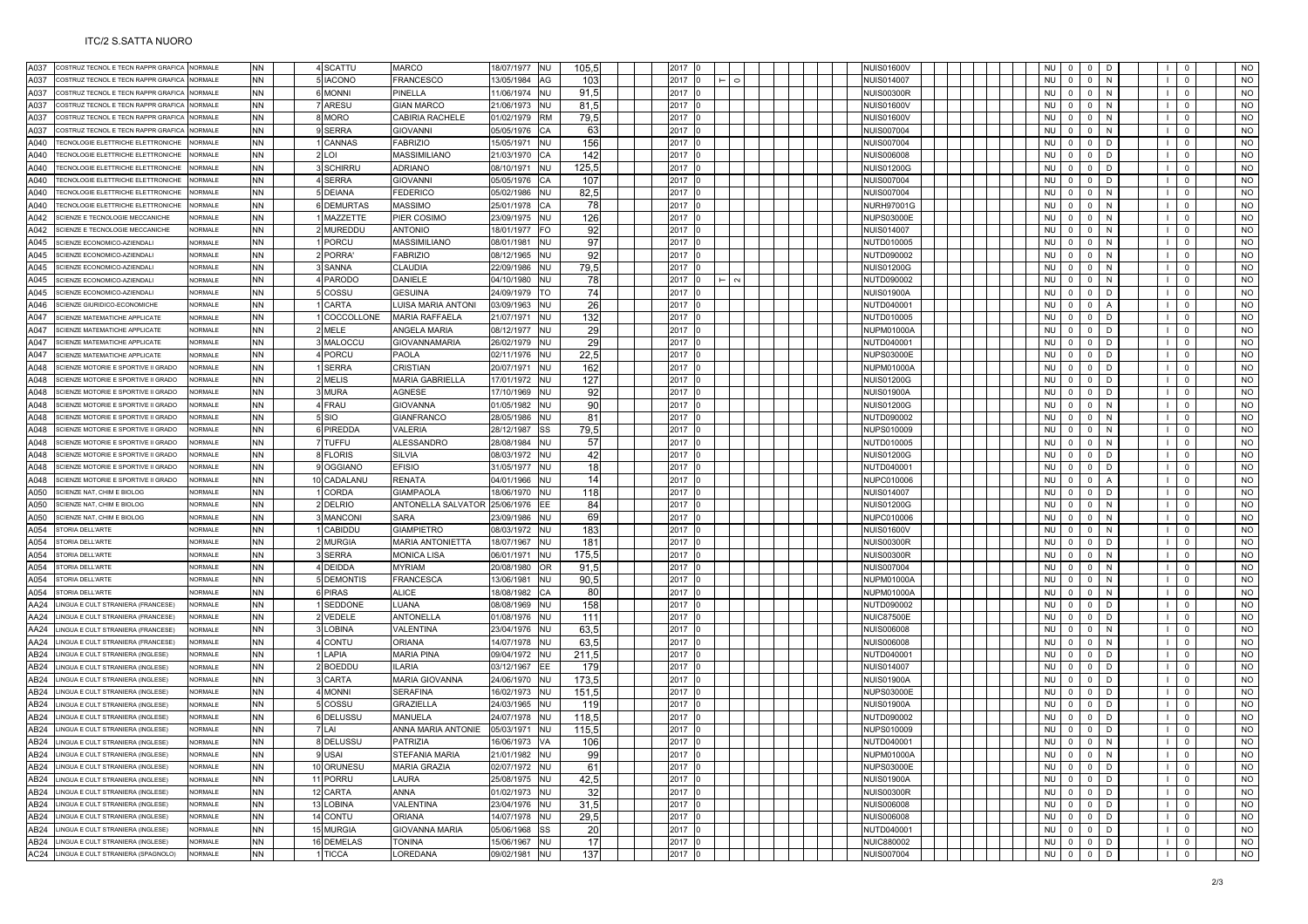ITC/2 S.SATTA NUORO

| | | | | | | | | | | | | | | | | | | | | | | | | |
|---|---|---|---|---|---|---|---|---|---|---|---|---|---|---|---|---|---|---|---|---|---|---|---|---|
| A037 | COSTRUZ TECNOL E TECN RAPPR GRAFICA | NORMALE | NN | 4 | SCATTU | MARCO | 18/07/1977 | NU | 105,5 | 2017 | 0 | | | NUIS01600V | NU | 0 | 0 | D | I | 0 | NO |
| A037 | COSTRUZ TECNOL E TECN RAPPR GRAFICA | NORMALE | NN | 5 | IACONO | FRANCESCO | 13/05/1984 | AG | 103 | 2017 | 0 | T | O | NUIS014007 | NU | 0 | 0 | N | I | 0 | NO |
| A037 | COSTRUZ TECNOL E TECN RAPPR GRAFICA | NORMALE | NN | 6 | MONNI | PINELLA | 11/06/1974 | NU | 91,5 | 2017 | 0 | | | NUIS00300R | NU | 0 | 0 | N | I | 0 | NO |
| A037 | COSTRUZ TECNOL E TECN RAPPR GRAFICA | NORMALE | NN | 7 | ARESU | GIAN MARCO | 21/06/1973 | NU | 81,5 | 2017 | 0 | | | NUIS01600V | NU | 0 | 0 | N | I | 0 | NO |
| A037 | COSTRUZ TECNOL E TECN RAPPR GRAFICA | NORMALE | NN | 8 | MORO | CABIRIA RACHELE | 01/02/1979 | RM | 79,5 | 2017 | 0 | | | NUIS01600V | NU | 0 | 0 | N | I | 0 | NO |
| A037 | COSTRUZ TECNOL E TECN RAPPR GRAFICA | NORMALE | NN | 9 | SERRA | GIOVANNI | 05/05/1976 | CA | 63 | 2017 | 0 | | | NUIS007004 | NU | 0 | 0 | N | I | 0 | NO |
| A040 | TECNOLOGIE ELETTRICHE ELETTRONICHE | NORMALE | NN | 1 | CANNAS | FABRIZIO | 15/05/1971 | NU | 156 | 2017 | 0 | | | NUIS007004 | NU | 0 | 0 | D | I | 0 | NO |
| A040 | TECNOLOGIE ELETTRICHE ELETTRONICHE | NORMALE | NN | 2 | LOI | MASSIMILIANO | 21/03/1970 | CA | 142 | 2017 | 0 | | | NUIS006008 | NU | 0 | 0 | D | I | 0 | NO |
| A040 | TECNOLOGIE ELETTRICHE ELETTRONICHE | NORMALE | NN | 3 | SCHIRRU | ADRIANO | 08/10/1971 | NU | 125,5 | 2017 | 0 | | | NUIS01200G | NU | 0 | 0 | D | I | 0 | NO |
| A040 | TECNOLOGIE ELETTRICHE ELETTRONICHE | NORMALE | NN | 4 | SERRA | GIOVANNI | 05/05/1976 | CA | 107 | 2017 | 0 | | | NUIS007004 | NU | 0 | 0 | D | I | 0 | NO |
| A040 | TECNOLOGIE ELETTRICHE ELETTRONICHE | NORMALE | NN | 5 | DEIANA | FEDERICO | 05/02/1986 | NU | 82,5 | 2017 | 0 | | | NUIS007004 | NU | 0 | 0 | N | I | 0 | NO |
| A040 | TECNOLOGIE ELETTRICHE ELETTRONICHE | NORMALE | NN | 6 | DEMURTAS | MASSIMO | 25/01/1978 | CA | 78 | 2017 | 0 | | | NURH97001G | NU | 0 | 0 | N | I | 0 | NO |
| A042 | SCIENZE E TECNOLOGIE MECCANICHE | NORMALE | NN | 1 | MAZZETTE | PIER COSIMO | 23/09/1975 | NU | 126 | 2017 | 0 | | | NUPS03000E | NU | 0 | 0 | N | I | 0 | NO |
| A042 | SCIENZE E TECNOLOGIE MECCANICHE | NORMALE | NN | 2 | MUREDDU | ANTONIO | 18/01/1977 | FO | 92 | 2017 | 0 | | | NUIS014007 | NU | 0 | 0 | N | I | 0 | NO |
| A045 | SCIENZE ECONOMICO-AZIENDALI | NORMALE | NN | 1 | PORCU | MASSIMILIANO | 08/01/1981 | NU | 97 | 2017 | 0 | | | NUTD010005 | NU | 0 | 0 | N | I | 0 | NO |
| A045 | SCIENZE ECONOMICO-AZIENDALI | NORMALE | NN | 2 | PORRA' | FABRIZIO | 08/12/1965 | NU | 92 | 2017 | 0 | | | NUTD090002 | NU | 0 | 0 | N | I | 0 | NO |
| A045 | SCIENZE ECONOMICO-AZIENDALI | NORMALE | NN | 3 | SANNA | CLAUDIA | 22/09/1986 | NU | 79,5 | 2017 | 0 | | | NUIS01200G | NU | 0 | 0 | N | I | 0 | NO |
| A045 | SCIENZE ECONOMICO-AZIENDALI | NORMALE | NN | 4 | PARODO | DANIELE | 04/10/1980 | NU | 78 | 2017 | 0 | T | 2 | NUTD090002 | NU | 0 | 0 | N | I | 0 | NO |
| A045 | SCIENZE ECONOMICO-AZIENDALI | NORMALE | NN | 5 | COSSU | GESUINA | 24/09/1979 | TO | 74 | 2017 | 0 | | | NUIS01900A | NU | 0 | 0 | D | I | 0 | NO |
| A046 | SCIENZE GIURIDICO-ECONOMICHE | NORMALE | NN | 1 | CARTA | LUISA MARIA ANTONI | 03/09/1963 | NU | 26 | 2017 | 0 | | | NUTD040001 | NU | 0 | 0 | A | I | 0 | NO |
| A047 | SCIENZE MATEMATICHE APPLICATE | NORMALE | NN | 1 | COCCOLLONE | MARIA RAFFAELA | 21/07/1971 | NU | 132 | 2017 | 0 | | | NUTD010005 | NU | 0 | 0 | D | I | 0 | NO |
| A047 | SCIENZE MATEMATICHE APPLICATE | NORMALE | NN | 2 | MELE | ANGELA MARIA | 08/12/1977 | NU | 29 | 2017 | 0 | | | NUPM01000A | NU | 0 | 0 | D | I | 0 | NO |
| A047 | SCIENZE MATEMATICHE APPLICATE | NORMALE | NN | 3 | MALOCCU | GIOVANNAMARIA | 26/02/1979 | NU | 29 | 2017 | 0 | | | NUTD040001 | NU | 0 | 0 | D | I | 0 | NO |
| A047 | SCIENZE MATEMATICHE APPLICATE | NORMALE | NN | 4 | PORCU | PAOLA | 02/11/1976 | NU | 22,5 | 2017 | 0 | | | NUPS03000E | NU | 0 | 0 | D | I | 0 | NO |
| A048 | SCIENZE MOTORIE E SPORTIVE II GRADO | NORMALE | NN | 1 | SERRA | CRISTIAN | 20/07/1971 | NU | 162 | 2017 | 0 | | | NUPM01000A | NU | 0 | 0 | D | I | 0 | NO |
| A048 | SCIENZE MOTORIE E SPORTIVE II GRADO | NORMALE | NN | 2 | MELIS | MARIA GABRIELLA | 17/01/1972 | NU | 127 | 2017 | 0 | | | NUIS01200G | NU | 0 | 0 | D | I | 0 | NO |
| A048 | SCIENZE MOTORIE E SPORTIVE II GRADO | NORMALE | NN | 3 | MURA | AGNESE | 17/10/1969 | NU | 92 | 2017 | 0 | | | NUIS01900A | NU | 0 | 0 | D | I | 0 | NO |
| A048 | SCIENZE MOTORIE E SPORTIVE II GRADO | NORMALE | NN | 4 | FRAU | GIOVANNA | 01/05/1982 | NU | 90 | 2017 | 0 | | | NUIS01200G | NU | 0 | 0 | N | I | 0 | NO |
| A048 | SCIENZE MOTORIE E SPORTIVE II GRADO | NORMALE | NN | 5 | SIO | GIANFRANCO | 28/05/1986 | NU | 81 | 2017 | 0 | | | NUTD090002 | NU | 0 | 0 | N | I | 0 | NO |
| A048 | SCIENZE MOTORIE E SPORTIVE II GRADO | NORMALE | NN | 6 | PIREDDA | VALERIA | 28/12/1987 | SS | 79,5 | 2017 | 0 | | | NUPS010009 | NU | 0 | 0 | N | I | 0 | NO |
| A048 | SCIENZE MOTORIE E SPORTIVE II GRADO | NORMALE | NN | 7 | TUFFU | ALESSANDRO | 28/08/1984 | NU | 57 | 2017 | 0 | | | NUTD010005 | NU | 0 | 0 | N | I | 0 | NO |
| A048 | SCIENZE MOTORIE E SPORTIVE II GRADO | NORMALE | NN | 8 | FLORIS | SILVIA | 08/03/1972 | NU | 42 | 2017 | 0 | | | NUIS01200G | NU | 0 | 0 | D | I | 0 | NO |
| A048 | SCIENZE MOTORIE E SPORTIVE II GRADO | NORMALE | NN | 9 | OGGIANO | EFISIO | 31/05/1977 | NU | 18 | 2017 | 0 | | | NUTD040001 | NU | 0 | 0 | D | I | 0 | NO |
| A048 | SCIENZE MOTORIE E SPORTIVE II GRADO | NORMALE | NN | 10 | CADALANU | RENATA | 04/01/1966 | NU | 14 | 2017 | 0 | | | NUPC010006 | NU | 0 | 0 | A | I | 0 | NO |
| A050 | SCIENZE NAT, CHIM E BIOLOG | NORMALE | NN | 1 | CORDA | GIAMPAOLA | 18/06/1970 | NU | 118 | 2017 | 0 | | | NUIS014007 | NU | 0 | 0 | D | I | 0 | NO |
| A050 | SCIENZE NAT, CHIM E BIOLOG | NORMALE | NN | 2 | DELRIO | ANTONELLA SALVATOR | 25/06/1976 | EE | 84 | 2017 | 0 | | | NUIS01200G | NU | 0 | 0 | N | I | 0 | NO |
| A050 | SCIENZE NAT, CHIM E BIOLOG | NORMALE | NN | 3 | MANCONI | SARA | 23/09/1986 | NU | 69 | 2017 | 0 | | | NUPC010006 | NU | 0 | 0 | N | I | 0 | NO |
| A054 | STORIA DELL'ARTE | NORMALE | NN | 1 | CABIDDU | GIAMPIETRO | 08/03/1972 | NU | 183 | 2017 | 0 | | | NUIS01600V | NU | 0 | 0 | N | I | 0 | NO |
| A054 | STORIA DELL'ARTE | NORMALE | NN | 2 | MURGIA | MARIA ANTONIETTA | 18/07/1967 | NU | 181 | 2017 | 0 | | | NUIS00300R | NU | 0 | 0 | D | I | 0 | NO |
| A054 | STORIA DELL'ARTE | NORMALE | NN | 3 | SERRA | MONICA LISA | 06/01/1971 | NU | 175,5 | 2017 | 0 | | | NUIS00300R | NU | 0 | 0 | N | I | 0 | NO |
| A054 | STORIA DELL'ARTE | NORMALE | NN | 4 | DEIDDA | MYRIAM | 20/08/1980 | OR | 91,5 | 2017 | 0 | | | NUIS007004 | NU | 0 | 0 | N | I | 0 | NO |
| A054 | STORIA DELL'ARTE | NORMALE | NN | 5 | DEMONTIS | FRANCESCA | 13/06/1981 | NU | 90,5 | 2017 | 0 | | | NUPM01000A | NU | 0 | 0 | N | I | 0 | NO |
| A054 | STORIA DELL'ARTE | NORMALE | NN | 6 | PIRAS | ALICE | 18/08/1982 | CA | 80 | 2017 | 0 | | | NUPM01000A | NU | 0 | 0 | N | I | 0 | NO |
| AA24 | LINGUA E CULT STRANIERA (FRANCESE) | NORMALE | NN | 1 | SEDDONE | LUANA | 08/08/1969 | NU | 158 | 2017 | 0 | | | NUTD090002 | NU | 0 | 0 | D | I | 0 | NO |
| AA24 | LINGUA E CULT STRANIERA (FRANCESE) | NORMALE | NN | 2 | VEDELE | ANTONELLA | 01/08/1976 | NU | 111 | 2017 | 0 | | | NUIC87500E | NU | 0 | 0 | D | I | 0 | NO |
| AA24 | LINGUA E CULT STRANIERA (FRANCESE) | NORMALE | NN | 3 | LOBINA | VALENTINA | 23/04/1976 | NU | 63,5 | 2017 | 0 | | | NUIS006008 | NU | 0 | 0 | N | I | 0 | NO |
| AA24 | LINGUA E CULT STRANIERA (FRANCESE) | NORMALE | NN | 4 | CONTU | ORIANA | 14/07/1978 | NU | 63,5 | 2017 | 0 | | | NUIS006008 | NU | 0 | 0 | N | I | 0 | NO |
| AB24 | LINGUA E CULT STRANIERA (INGLESE) | NORMALE | NN | 1 | LAPIA | MARIA PINA | 09/04/1972 | NU | 211,5 | 2017 | 0 | | | NUTD040001 | NU | 0 | 0 | D | I | 0 | NO |
| AB24 | LINGUA E CULT STRANIERA (INGLESE) | NORMALE | NN | 2 | BOEDDU | ILARIA | 03/12/1967 | EE | 179 | 2017 | 0 | | | NUIS014007 | NU | 0 | 0 | D | I | 0 | NO |
| AB24 | LINGUA E CULT STRANIERA (INGLESE) | NORMALE | NN | 3 | CARTA | MARIA GIOVANNA | 24/06/1970 | NU | 173,5 | 2017 | 0 | | | NUIS01900A | NU | 0 | 0 | D | I | 0 | NO |
| AB24 | LINGUA E CULT STRANIERA (INGLESE) | NORMALE | NN | 4 | MONNI | SERAFINA | 16/02/1973 | NU | 151,5 | 2017 | 0 | | | NUPS03000E | NU | 0 | 0 | D | I | 0 | NO |
| AB24 | LINGUA E CULT STRANIERA (INGLESE) | NORMALE | NN | 5 | COSSU | GRAZIELLA | 24/03/1965 | NU | 119 | 2017 | 0 | | | NUIS01900A | NU | 0 | 0 | D | I | 0 | NO |
| AB24 | LINGUA E CULT STRANIERA (INGLESE) | NORMALE | NN | 6 | DELUSSU | MANUELA | 24/07/1978 | NU | 118,5 | 2017 | 0 | | | NUTD090002 | NU | 0 | 0 | D | I | 0 | NO |
| AB24 | LINGUA E CULT STRANIERA (INGLESE) | NORMALE | NN | 7 | LAI | ANNA MARIA ANTONIE | 05/03/1971 | NU | 115,5 | 2017 | 0 | | | NUPS010009 | NU | 0 | 0 | D | I | 0 | NO |
| AB24 | LINGUA E CULT STRANIERA (INGLESE) | NORMALE | NN | 8 | DELUSSU | PATRIZIA | 16/06/1973 | VA | 106 | 2017 | 0 | | | NUTD040001 | NU | 0 | 0 | N | I | 0 | NO |
| AB24 | LINGUA E CULT STRANIERA (INGLESE) | NORMALE | NN | 9 | USAI | STEFANIA MARIA | 21/01/1982 | NU | 99 | 2017 | 0 | | | NUPM01000A | NU | 0 | 0 | N | I | 0 | NO |
| AB24 | LINGUA E CULT STRANIERA (INGLESE) | NORMALE | NN | 10 | ORUNESU | MARIA GRAZIA | 02/07/1972 | NU | 61 | 2017 | 0 | | | NUPS03000E | NU | 0 | 0 | D | I | 0 | NO |
| AB24 | LINGUA E CULT STRANIERA (INGLESE) | NORMALE | NN | 11 | PORRU | LAURA | 25/08/1975 | NU | 42,5 | 2017 | 0 | | | NUIS01900A | NU | 0 | 0 | D | I | 0 | NO |
| AB24 | LINGUA E CULT STRANIERA (INGLESE) | NORMALE | NN | 12 | CARTA | ANNA | 01/02/1973 | NU | 32 | 2017 | 0 | | | NUIS00300R | NU | 0 | 0 | D | I | 0 | NO |
| AB24 | LINGUA E CULT STRANIERA (INGLESE) | NORMALE | NN | 13 | LOBINA | VALENTINA | 23/04/1976 | NU | 31,5 | 2017 | 0 | | | NUIS006008 | NU | 0 | 0 | D | I | 0 | NO |
| AB24 | LINGUA E CULT STRANIERA (INGLESE) | NORMALE | NN | 14 | CONTU | ORIANA | 14/07/1978 | NU | 29,5 | 2017 | 0 | | | NUIS006008 | NU | 0 | 0 | D | I | 0 | NO |
| AB24 | LINGUA E CULT STRANIERA (INGLESE) | NORMALE | NN | 15 | MURGIA | GIOVANNA MARIA | 05/06/1968 | SS | 20 | 2017 | 0 | | | NUTD040001 | NU | 0 | 0 | D | I | 0 | NO |
| AB24 | LINGUA E CULT STRANIERA (INGLESE) | NORMALE | NN | 16 | DEMELAS | TONINA | 15/06/1967 | NU | 17 | 2017 | 0 | | | NUIC880002 | NU | 0 | 0 | D | I | 0 | NO |
| AC24 | LINGUA E CULT STRANIERA (SPAGNOLO) | NORMALE | NN | 1 | TICCA | LOREDANA | 09/02/1981 | NU | 137 | 2017 | 0 | | | NUIS007004 | NU | 0 | 0 | D | I | 0 | NO |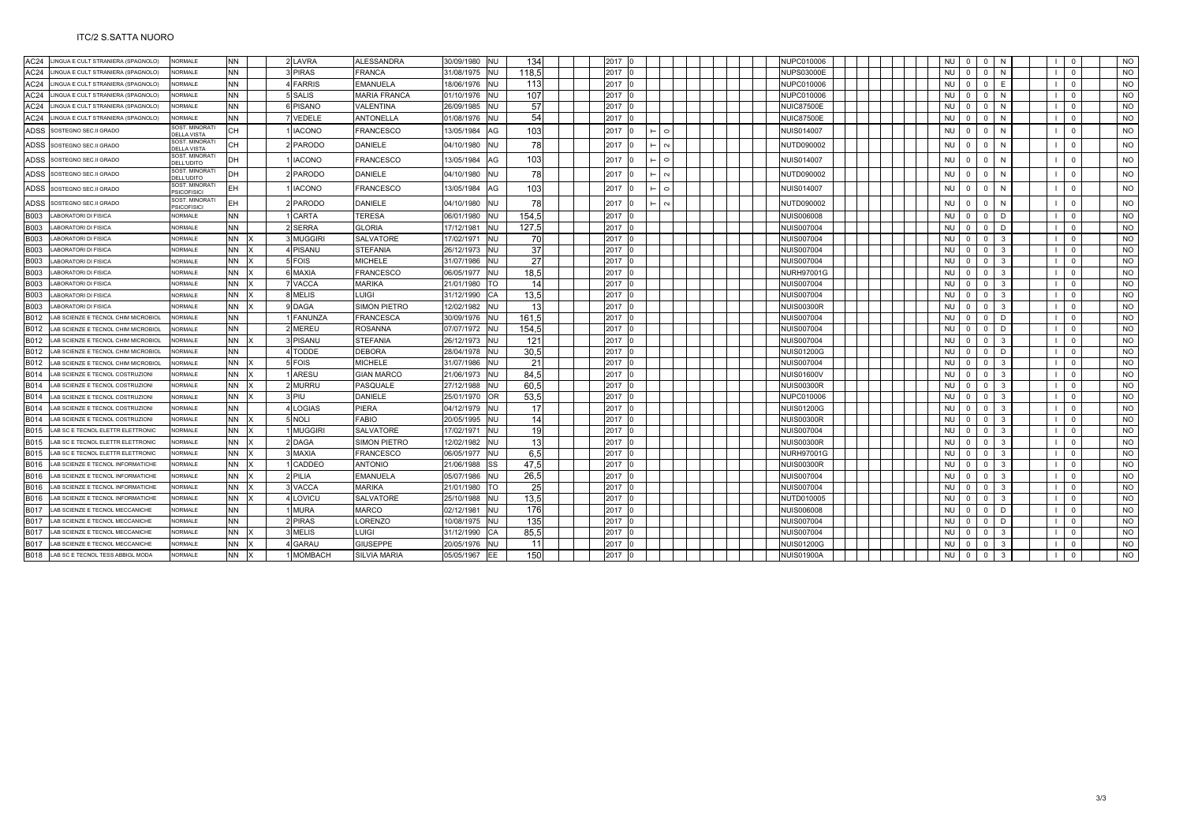ITC/2 S.SATTA NUORO

| | | | | | | | | | | | | | | | | | | | | | | | |
|---|---|---|---|---|---|---|---|---|---|---|---|---|---|---|---|---|---|---|---|---|---|---|---|
| AC24 | LINGUA E CULT STRANIERA (SPAGNOLO) | NORMALE | NN | | 2 | LAVRA | ALESSANDRA | 30/09/1980 | NU | 134 | 2017 | 0 | | | NUPC010006 | NU | 0 | 0 | N | I | 0 | NO |
| AC24 | LINGUA E CULT STRANIERA (SPAGNOLO) | NORMALE | NN | | 3 | PIRAS | FRANCA | 31/08/1975 | NU | 118,5 | 2017 | 0 | | | NUPS03000E | NU | 0 | 0 | N | I | 0 | NO |
| AC24 | LINGUA E CULT STRANIERA (SPAGNOLO) | NORMALE | NN | | 4 | FARRIS | EMANUELA | 18/06/1976 | NU | 113 | 2017 | 0 | | | NUPC010006 | NU | 0 | 0 | E | I | 0 | NO |
| AC24 | LINGUA E CULT STRANIERA (SPAGNOLO) | NORMALE | NN | | 5 | SALIS | MARIA FRANCA | 01/10/1976 | NU | 107 | 2017 | 0 | | | NUPC010006 | NU | 0 | 0 | N | I | 0 | NO |
| AC24 | LINGUA E CULT STRANIERA (SPAGNOLO) | NORMALE | NN | | 6 | PISANO | VALENTINA | 26/09/1985 | NU | 57 | 2017 | 0 | | | NUIC87500E | NU | 0 | 0 | N | I | 0 | NO |
| AC24 | LINGUA E CULT STRANIERA (SPAGNOLO) | NORMALE | NN | | 7 | VEDELE | ANTONELLA | 01/08/1976 | NU | 54 | 2017 | 0 | | | NUIC87500E | NU | 0 | 0 | N | I | 0 | NO |
| ADSS | SOSTEGNO SEC.II GRADO | SOST. MINORATI DELLA VISTA | CH | | 1 | IACONO | FRANCESCO | 13/05/1984 | AG | 103 | 2017 | 0 | 1 | 0 | NUIS014007 | NU | 0 | 0 | N | I | 0 | NO |
| ADSS | SOSTEGNO SEC.II GRADO | SOST. MINORATI DELLA VISTA | CH | | 2 | PARODO | DANIELE | 04/10/1980 | NU | 78 | 2017 | 0 | 1 | 2 | NUTD090002 | NU | 0 | 0 | N | I | 0 | NO |
| ADSS | SOSTEGNO SEC.II GRADO | SOST. MINORATI DELL'UDITO | DH | | 1 | IACONO | FRANCESCO | 13/05/1984 | AG | 103 | 2017 | 0 | 1 | 0 | NUIS014007 | NU | 0 | 0 | N | I | 0 | NO |
| ADSS | SOSTEGNO SEC.II GRADO | SOST. MINORATI DELL'UDITO | DH | | 2 | PARODO | DANIELE | 04/10/1980 | NU | 78 | 2017 | 0 | 1 | 2 | NUTD090002 | NU | 0 | 0 | N | I | 0 | NO |
| ADSS | SOSTEGNO SEC.II GRADO | SOST. MINORATI PSICOFISICI | EH | | 1 | IACONO | FRANCESCO | 13/05/1984 | AG | 103 | 2017 | 0 | 1 | 0 | NUIS014007 | NU | 0 | 0 | N | I | 0 | NO |
| ADSS | SOSTEGNO SEC.II GRADO | SOST. MINORATI PSICOFISICI | EH | | 2 | PARODO | DANIELE | 04/10/1980 | NU | 78 | 2017 | 0 | 1 | 2 | NUTD090002 | NU | 0 | 0 | N | I | 0 | NO |
| B003 | LABORATORI DI FISICA | NORMALE | NN | | 1 | CARTA | TERESA | 06/01/1980 | NU | 154,5 | 2017 | 0 | | | NUIS006008 | NU | 0 | 0 | D | I | 0 | NO |
| B003 | LABORATORI DI FISICA | NORMALE | NN | | 2 | SERRA | GLORIA | 17/12/1981 | NU | 127,5 | 2017 | 0 | | | NUIS007004 | NU | 0 | 0 | D | I | 0 | NO |
| B003 | LABORATORI DI FISICA | NORMALE | NN | X | 3 | MUGGIRI | SALVATORE | 17/02/1971 | NU | 70 | 2017 | 0 | | | NUIS007004 | NU | 0 | 0 | 3 | I | 0 | NO |
| B003 | LABORATORI DI FISICA | NORMALE | NN | X | 4 | PISANU | STEFANIA | 26/12/1973 | NU | 37 | 2017 | 0 | | | NUIS007004 | NU | 0 | 0 | 3 | I | 0 | NO |
| B003 | LABORATORI DI FISICA | NORMALE | NN | X | 5 | FOIS | MICHELE | 31/07/1986 | NU | 27 | 2017 | 0 | | | NUIS007004 | NU | 0 | 0 | 3 | I | 0 | NO |
| B003 | LABORATORI DI FISICA | NORMALE | NN | X | 6 | MAXIA | FRANCESCO | 06/05/1977 | NU | 18,5 | 2017 | 0 | | | NURH97001G | NU | 0 | 0 | 3 | I | 0 | NO |
| B003 | LABORATORI DI FISICA | NORMALE | NN | X | 7 | VACCA | MARIKA | 21/01/1980 | TO | 14 | 2017 | 0 | | | NUIS007004 | NU | 0 | 0 | 3 | I | 0 | NO |
| B003 | LABORATORI DI FISICA | NORMALE | NN | X | 8 | MELIS | LUIGI | 31/12/1990 | CA | 13,5 | 2017 | 0 | | | NUIS007004 | NU | 0 | 0 | 3 | I | 0 | NO |
| B003 | LABORATORI DI FISICA | NORMALE | NN | X | 9 | DAGA | SIMON PIETRO | 12/02/1982 | NU | 13 | 2017 | 0 | | | NUIS00300R | NU | 0 | 0 | 3 | I | 0 | NO |
| B012 | LAB SCIENZE E TECNOL CHIM MICROBIOL | NORMALE | NN | | 1 | FANUNZA | FRANCESCA | 30/09/1976 | NU | 161,5 | 2017 | 0 | | | NUIS007004 | NU | 0 | 0 | D | I | 0 | NO |
| B012 | LAB SCIENZE E TECNOL CHIM MICROBIOL | NORMALE | NN | | 2 | MEREU | ROSANNA | 07/07/1972 | NU | 154,5 | 2017 | 0 | | | NUIS007004 | NU | 0 | 0 | D | I | 0 | NO |
| B012 | LAB SCIENZE E TECNOL CHIM MICROBIOL | NORMALE | NN | X | 3 | PISANU | STEFANIA | 26/12/1973 | NU | 121 | 2017 | 0 | | | NUIS007004 | NU | 0 | 0 | 3 | I | 0 | NO |
| B012 | LAB SCIENZE E TECNOL CHIM MICROBIOL | NORMALE | NN | | 4 | TODDE | DEBORA | 28/04/1978 | NU | 30,5 | 2017 | 0 | | | NUIS01200G | NU | 0 | 0 | D | I | 0 | NO |
| B012 | LAB SCIENZE E TECNOL CHIM MICROBIOL | NORMALE | NN | X | 5 | FOIS | MICHELE | 31/07/1986 | NU | 21 | 2017 | 0 | | | NUIS007004 | NU | 0 | 0 | 3 | I | 0 | NO |
| B014 | LAB SCIENZE E TECNOL COSTRUZIONI | NORMALE | NN | X | 1 | ARESU | GIAN MARCO | 21/06/1973 | NU | 84,5 | 2017 | 0 | | | NUIS01600V | NU | 0 | 0 | 3 | I | 0 | NO |
| B014 | LAB SCIENZE E TECNOL COSTRUZIONI | NORMALE | NN | X | 2 | MURRU | PASQUALE | 27/12/1988 | NU | 60,5 | 2017 | 0 | | | NUIS00300R | NU | 0 | 0 | 3 | I | 0 | NO |
| B014 | LAB SCIENZE E TECNOL COSTRUZIONI | NORMALE | NN | X | 3 | PIU | DANIELE | 25/01/1970 | OR | 53,5 | 2017 | 0 | | | NUPC010006 | NU | 0 | 0 | 3 | I | 0 | NO |
| B014 | LAB SCIENZE E TECNOL COSTRUZIONI | NORMALE | NN | | 4 | LOGIAS | PIERA | 04/12/1979 | NU | 17 | 2017 | 0 | | | NUIS01200G | NU | 0 | 0 | 3 | I | 0 | NO |
| B014 | LAB SCIENZE E TECNOL COSTRUZIONI | NORMALE | NN | X | 5 | NOLI | FABIO | 20/05/1995 | NU | 14 | 2017 | 0 | | | NUIS00300R | NU | 0 | 0 | 3 | I | 0 | NO |
| B015 | LAB SC E TECNOL ELETTR ELETTRONIC | NORMALE | NN | X | 1 | MUGGIRI | SALVATORE | 17/02/1971 | NU | 19 | 2017 | 0 | | | NUIS007004 | NU | 0 | 0 | 3 | I | 0 | NO |
| B015 | LAB SC E TECNOL ELETTR ELETTRONIC | NORMALE | NN | X | 2 | DAGA | SIMON PIETRO | 12/02/1982 | NU | 13 | 2017 | 0 | | | NUIS00300R | NU | 0 | 0 | 3 | I | 0 | NO |
| B015 | LAB SC E TECNOL ELETTR ELETTRONIC | NORMALE | NN | X | 3 | MAXIA | FRANCESCO | 06/05/1977 | NU | 6,5 | 2017 | 0 | | | NURH97001G | NU | 0 | 0 | 3 | I | 0 | NO |
| B016 | LAB SCIENZE E TECNOL INFORMATICHE | NORMALE | NN | X | 1 | CADDEO | ANTONIO | 21/06/1988 | SS | 47,5 | 2017 | 0 | | | NUIS00300R | NU | 0 | 0 | 3 | I | 0 | NO |
| B016 | LAB SCIENZE E TECNOL INFORMATICHE | NORMALE | NN | X | 2 | PILIA | EMANUELA | 05/07/1986 | NU | 26,5 | 2017 | 0 | | | NUIS007004 | NU | 0 | 0 | 3 | I | 0 | NO |
| B016 | LAB SCIENZE E TECNOL INFORMATICHE | NORMALE | NN | X | 3 | VACCA | MARIKA | 21/01/1980 | TO | 25 | 2017 | 0 | | | NUIS007004 | NU | 0 | 0 | 3 | I | 0 | NO |
| B016 | LAB SCIENZE E TECNOL INFORMATICHE | NORMALE | NN | X | 4 | LOVICU | SALVATORE | 25/10/1988 | NU | 13,5 | 2017 | 0 | | | NUTD010005 | NU | 0 | 0 | 3 | I | 0 | NO |
| B017 | LAB SCIENZE E TECNOL MECCANICHE | NORMALE | NN | | 1 | MURA | MARCO | 02/12/1981 | NU | 176 | 2017 | 0 | | | NUIS006008 | NU | 0 | 0 | D | I | 0 | NO |
| B017 | LAB SCIENZE E TECNOL MECCANICHE | NORMALE | NN | | 2 | PIRAS | LORENZO | 10/08/1975 | NU | 135 | 2017 | 0 | | | NUIS007004 | NU | 0 | 0 | D | I | 0 | NO |
| B017 | LAB SCIENZE E TECNOL MECCANICHE | NORMALE | NN | X | 3 | MELIS | LUIGI | 31/12/1990 | CA | 85,5 | 2017 | 0 | | | NUIS007004 | NU | 0 | 0 | 3 | I | 0 | NO |
| B017 | LAB SCIENZE E TECNOL MECCANICHE | NORMALE | NN | X | 4 | GARAU | GIUSEPPE | 20/05/1976 | NU | 11 | 2017 | 0 | | | NUIS01200G | NU | 0 | 0 | 3 | I | 0 | NO |
| B018 | LAB SC E TECNOL TESS ABBIGL MODA | NORMALE | NN | X | 1 | MOMBACH | SILVIA MARIA | 05/05/1967 | EE | 150 | 2017 | 0 | | | NUIS01900A | NU | 0 | 0 | 3 | I | 0 | NO |